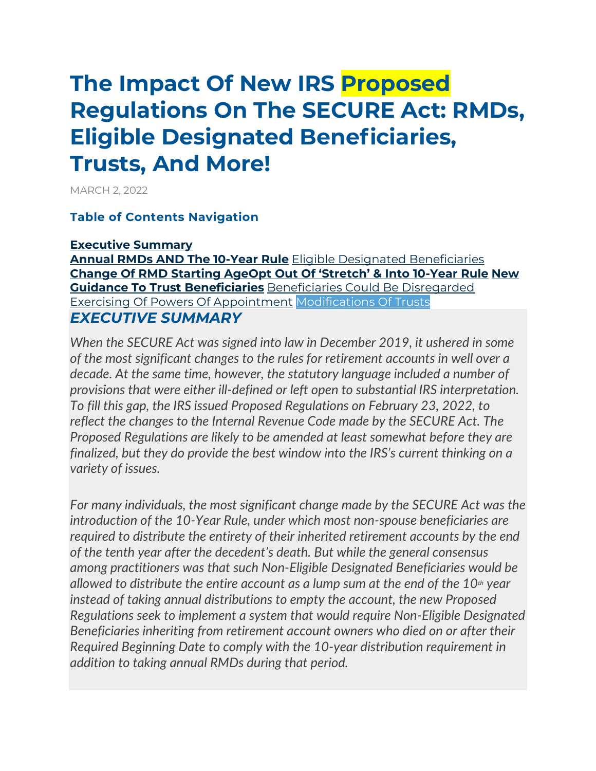# The Impact Of New IRS Proposed Regulations On The SECURE Act: RMDs, Eligible Designated Beneficiaries, Trusts, And More!

MARCH 2, 2022

### Table of Contents Navigation

**Executive Summary**
**Annual RMDs AND The 10-Year Rule** Eligible Designated Beneficiaries **Change Of RMD Starting Age** **Opt Out Of 'Stretch' & Into 10-Year Rule** **New Guidance To Trust Beneficiaries** Beneficiaries Could Be Disregarded Exercising Of Powers Of Appointment Modifications Of Trusts

## *EXECUTIVE SUMMARY*

*When the SECURE Act was signed into law in December 2019, it ushered in some of the most significant changes to the rules for retirement accounts in well over a decade. At the same time, however, the statutory language included a number of provisions that were either ill-defined or left open to substantial IRS interpretation. To fill this gap, the IRS issued Proposed Regulations on February 23, 2022, to reflect the changes to the Internal Revenue Code made by the SECURE Act. The Proposed Regulations are likely to be amended at least somewhat before they are finalized, but they do provide the best window into the IRS's current thinking on a variety of issues.*

*For many individuals, the most significant change made by the SECURE Act was the introduction of the 10-Year Rule, under which most non-spouse beneficiaries are required to distribute the entirety of their inherited retirement accounts by the end of the tenth year after the decedent's death. But while the general consensus among practitioners was that such Non-Eligible Designated Beneficiaries would be allowed to distribute the entire account as a lump sum at the end of the 10th year instead of taking annual distributions to empty the account, the new Proposed Regulations seek to implement a system that would require Non-Eligible Designated Beneficiaries inheriting from retirement account owners who died on or after their Required Beginning Date to comply with the 10-year distribution requirement in addition to taking annual RMDs during that period.*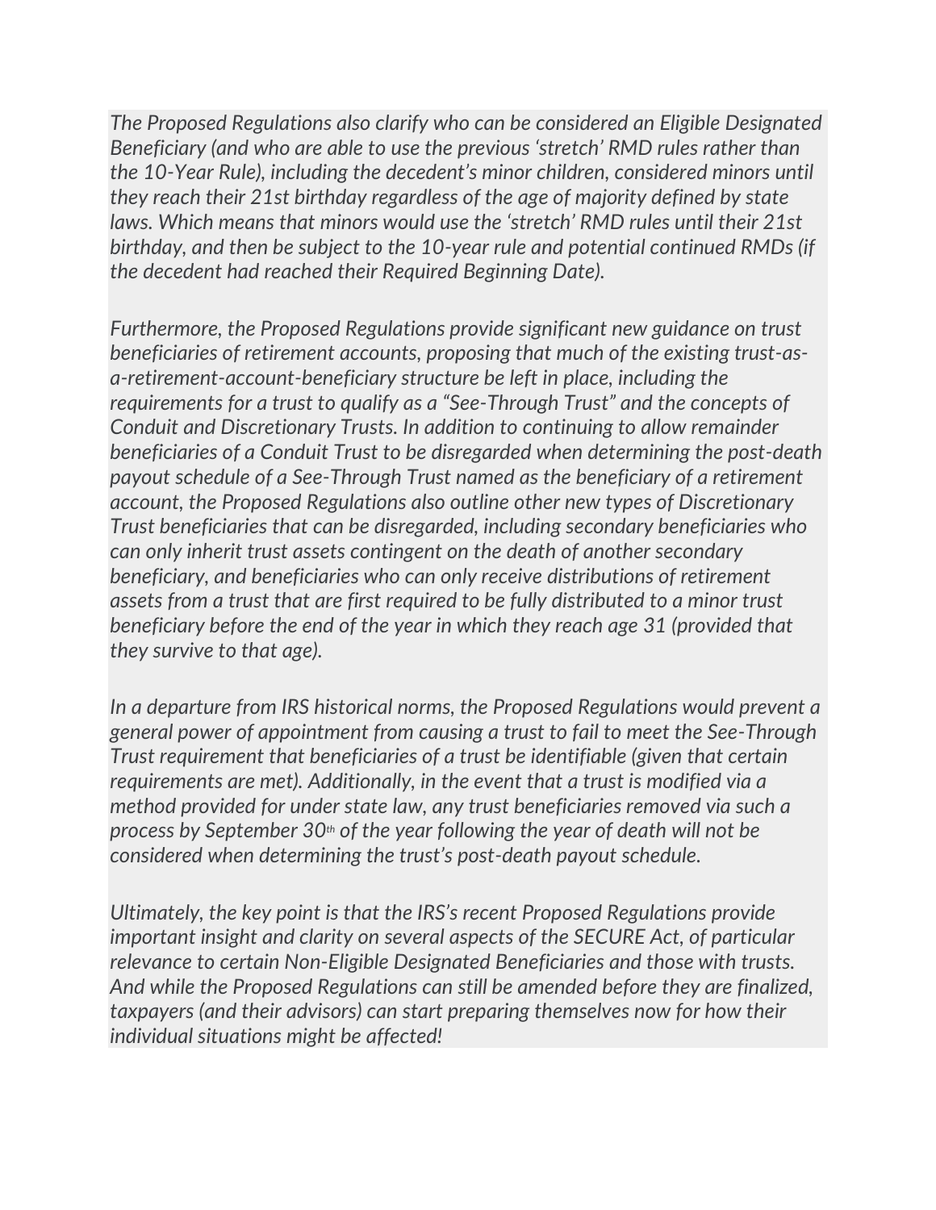*The Proposed Regulations also clarify who can be considered an Eligible Designated Beneficiary (and who are able to use the previous 'stretch' RMD rules rather than the 10-Year Rule), including the decedent's minor children, considered minors until they reach their 21st birthday regardless of the age of majority defined by state laws. Which means that minors would use the 'stretch' RMD rules until their 21st birthday, and then be subject to the 10-year rule and potential continued RMDs (if the decedent had reached their Required Beginning Date).*

*Furthermore, the Proposed Regulations provide significant new guidance on trust beneficiaries of retirement accounts, proposing that much of the existing trust-as-a-retirement-account-beneficiary structure be left in place, including the requirements for a trust to qualify as a "See-Through Trust" and the concepts of Conduit and Discretionary Trusts. In addition to continuing to allow remainder beneficiaries of a Conduit Trust to be disregarded when determining the post-death payout schedule of a See-Through Trust named as the beneficiary of a retirement account, the Proposed Regulations also outline other new types of Discretionary Trust beneficiaries that can be disregarded, including secondary beneficiaries who can only inherit trust assets contingent on the death of another secondary beneficiary, and beneficiaries who can only receive distributions of retirement assets from a trust that are first required to be fully distributed to a minor trust beneficiary before the end of the year in which they reach age 31 (provided that they survive to that age).*

*In a departure from IRS historical norms, the Proposed Regulations would prevent a general power of appointment from causing a trust to fail to meet the See-Through Trust requirement that beneficiaries of a trust be identifiable (given that certain requirements are met). Additionally, in the event that a trust is modified via a method provided for under state law, any trust beneficiaries removed via such a process by September 30th of the year following the year of death will not be considered when determining the trust's post-death payout schedule.*

*Ultimately, the key point is that the IRS's recent Proposed Regulations provide important insight and clarity on several aspects of the SECURE Act, of particular relevance to certain Non-Eligible Designated Beneficiaries and those with trusts. And while the Proposed Regulations can still be amended before they are finalized, taxpayers (and their advisors) can start preparing themselves now for how their individual situations might be affected!*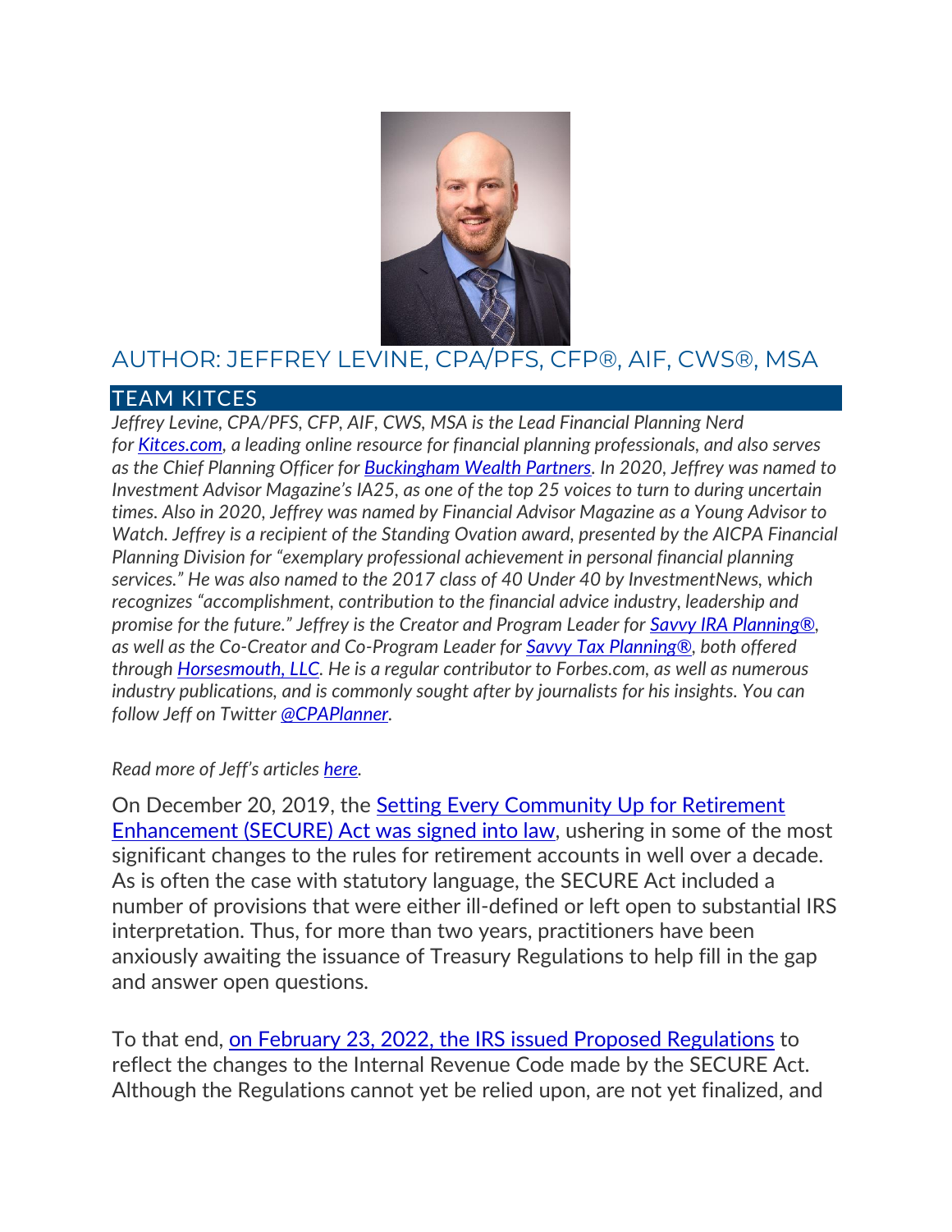## AUTHOR: JEFFREY LEVINE, CPA/PFS, CFP®, AIF, CWS®, MSA

### TEAM KITCES

*Jeffrey Levine, CPA/PFS, CFP, AIF, CWS, MSA is the Lead Financial Planning Nerd for [Kitces.com](), a leading online resource for financial planning professionals, and also serves as the Chief Planning Officer for [Buckingham Wealth Partners](). In 2020, Jeffrey was named to Investment Advisor Magazine's IA25, as one of the top 25 voices to turn to during uncertain times. Also in 2020, Jeffrey was named by Financial Advisor Magazine as a Young Advisor to Watch. Jeffrey is a recipient of the Standing Ovation award, presented by the AICPA Financial Planning Division for "exemplary professional achievement in personal financial planning services." He was also named to the 2017 class of 40 Under 40 by InvestmentNews, which recognizes "accomplishment, contribution to the financial advice industry, leadership and promise for the future." Jeffrey is the Creator and Program Leader for [Savvy IRA Planning®](), as well as the Co-Creator and Co-Program Leader for [Savvy Tax Planning®](), both offered through [Horsesmouth, LLC](). He is a regular contributor to Forbes.com, as well as numerous industry publications, and is commonly sought after by journalists for his insights. You can follow Jeff on Twitter [@CPAPlanner]().*

*Read more of Jeff's articles [here]().*

On December 20, 2019, the [Setting Every Community Up for Retirement Enhancement (SECURE) Act was signed into law](), ushering in some of the most significant changes to the rules for retirement accounts in well over a decade. As is often the case with statutory language, the SECURE Act included a number of provisions that were either ill-defined or left open to substantial IRS interpretation. Thus, for more than two years, practitioners have been anxiously awaiting the issuance of Treasury Regulations to help fill in the gap and answer open questions.

To that end, [on February 23, 2022, the IRS issued Proposed Regulations]() to reflect the changes to the Internal Revenue Code made by the SECURE Act. Although the Regulations cannot yet be relied upon, are not yet finalized, and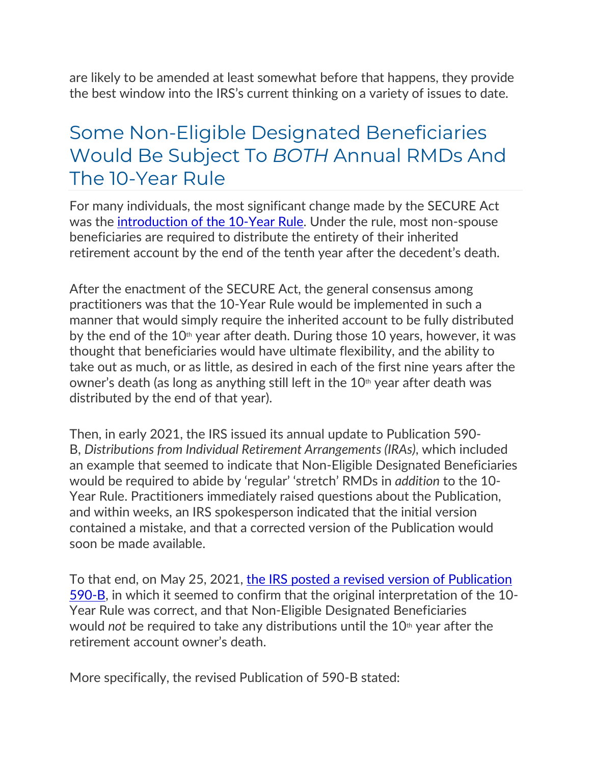are likely to be amended at least somewhat before that happens, they provide the best window into the IRS's current thinking on a variety of issues to date.

## Some Non-Eligible Designated Beneficiaries Would Be Subject To *BOTH* Annual RMDs And The 10-Year Rule

For many individuals, the most significant change made by the SECURE Act was the [introduction of the 10-Year Rule](). Under the rule, most non-spouse beneficiaries are required to distribute the entirety of their inherited retirement account by the end of the tenth year after the decedent's death.

After the enactment of the SECURE Act, the general consensus among practitioners was that the 10-Year Rule would be implemented in such a manner that would simply require the inherited account to be fully distributed by the end of the 10th year after death. During those 10 years, however, it was thought that beneficiaries would have ultimate flexibility, and the ability to take out as much, or as little, as desired in each of the first nine years after the owner's death (as long as anything still left in the 10th year after death was distributed by the end of that year).

Then, in early 2021, the IRS issued its annual update to Publication 590-B, *Distributions from Individual Retirement Arrangements (IRAs)*, which included an example that seemed to indicate that Non-Eligible Designated Beneficiaries would be required to abide by 'regular' 'stretch' RMDs in *addition* to the 10-Year Rule. Practitioners immediately raised questions about the Publication, and within weeks, an IRS spokesperson indicated that the initial version contained a mistake, and that a corrected version of the Publication would soon be made available.

To that end, on May 25, 2021, [the IRS posted a revised version of Publication 590-B](), in which it seemed to confirm that the original interpretation of the 10-Year Rule was correct, and that Non-Eligible Designated Beneficiaries would *not* be required to take any distributions until the 10th year after the retirement account owner's death.

More specifically, the revised Publication of 590-B stated: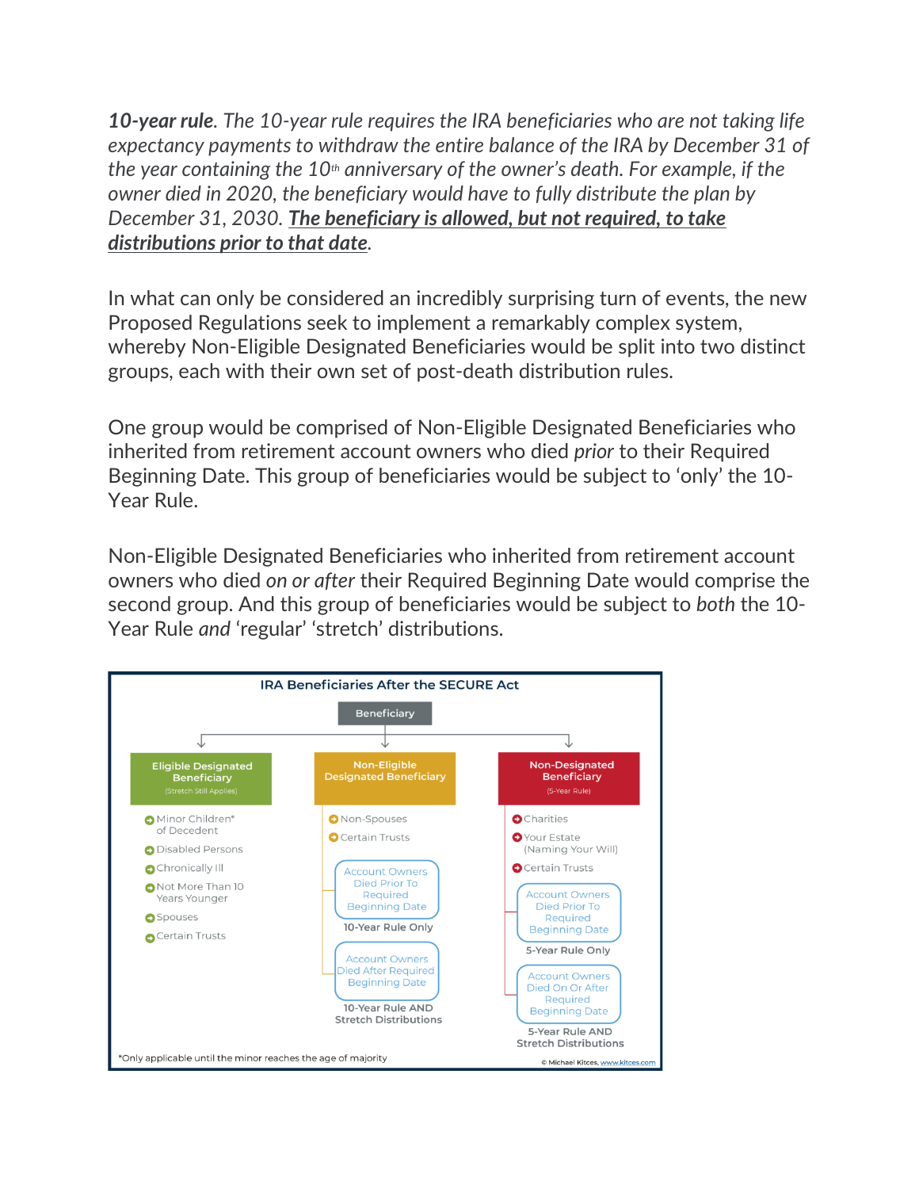***10-year rule****. The 10-year rule requires the IRA beneficiaries who are not taking life expectancy payments to withdraw the entire balance of the IRA by December 31 of the year containing the 10th anniversary of the owner's death. For example, if the owner died in 2020, the beneficiary would have to fully distribute the plan by December 31, 2030.* ***The beneficiary is allowed, but not required, to take distributions prior to that date****.*

In what can only be considered an incredibly surprising turn of events, the new Proposed Regulations seek to implement a remarkably complex system, whereby Non-Eligible Designated Beneficiaries would be split into two distinct groups, each with their own set of post-death distribution rules.

One group would be comprised of Non-Eligible Designated Beneficiaries who inherited from retirement account owners who died *prior* to their Required Beginning Date. This group of beneficiaries would be subject to 'only' the 10-Year Rule.

Non-Eligible Designated Beneficiaries who inherited from retirement account owners who died *on or after* their Required Beginning Date would comprise the second group. And this group of beneficiaries would be subject to *both* the 10-Year Rule *and* 'regular' 'stretch' distributions.

**IRA Beneficiaries After the SECURE Act**

**Beneficiary**

**Eligible Designated Beneficiary** (Stretch Still Applies)
- Minor Children* of Decedent
- Disabled Persons
- Chronically Ill
- Not More Than 10 Years Younger
- Spouses
- Certain Trusts

**Non-Eligible Designated Beneficiary**
- Non-Spouses
- Certain Trusts
  - Account Owners Died Prior To Required Beginning Date: 10-Year Rule Only
  - Account Owners Died After Required Beginning Date: 10-Year Rule AND Stretch Distributions

**Non-Designated Beneficiary** (5-Year Rule)
- Charities
- Your Estate (Naming Your Will)
- Certain Trusts
  - Account Owners Died Prior To Required Beginning Date: 5-Year Rule Only
  - Account Owners Died On Or After Required Beginning Date: 5-Year Rule AND Stretch Distributions

*Only applicable until the minor reaches the age of majority

© Michael Kitces, www.kitces.com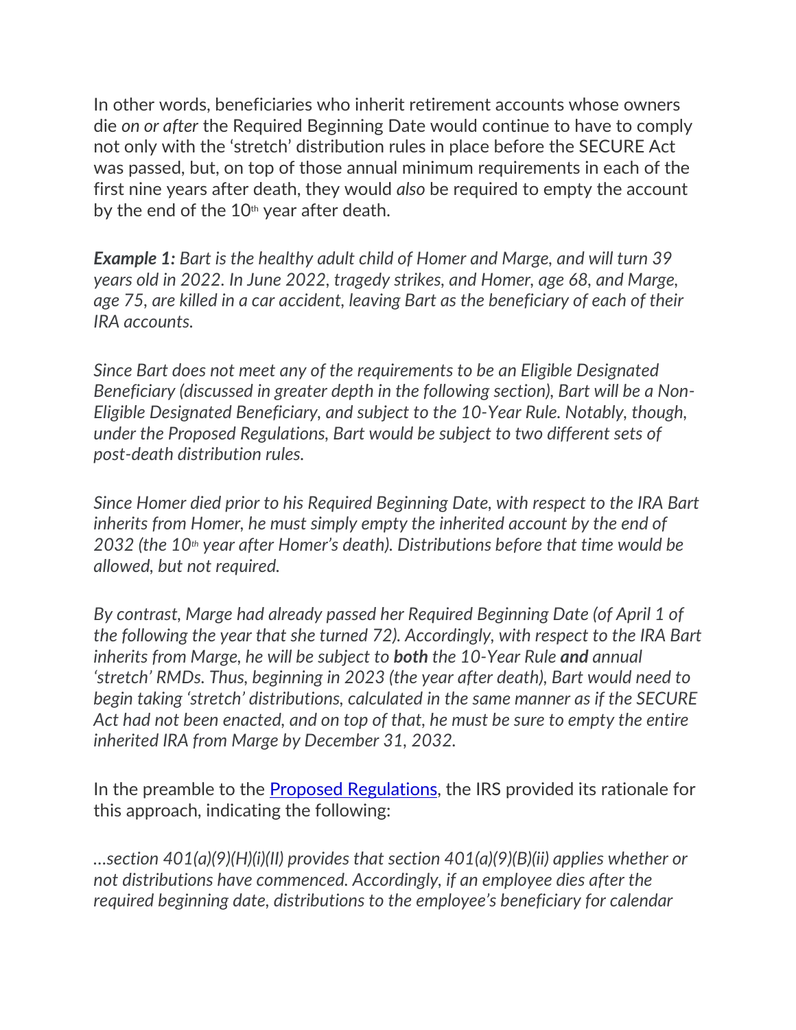In other words, beneficiaries who inherit retirement accounts whose owners die *on or after* the Required Beginning Date would continue to have to comply not only with the 'stretch' distribution rules in place before the SECURE Act was passed, but, on top of those annual minimum requirements in each of the first nine years after death, they would *also* be required to empty the account by the end of the 10th year after death.

***Example 1:*** *Bart is the healthy adult child of Homer and Marge, and will turn 39 years old in 2022. In June 2022, tragedy strikes, and Homer, age 68, and Marge, age 75, are killed in a car accident, leaving Bart as the beneficiary of each of their IRA accounts.*

*Since Bart does not meet any of the requirements to be an Eligible Designated Beneficiary (discussed in greater depth in the following section), Bart will be a Non-Eligible Designated Beneficiary, and subject to the 10-Year Rule. Notably, though, under the Proposed Regulations, Bart would be subject to two different sets of post-death distribution rules.*

*Since Homer died prior to his Required Beginning Date, with respect to the IRA Bart inherits from Homer, he must simply empty the inherited account by the end of 2032 (the 10th year after Homer's death). Distributions before that time would be allowed, but not required.*

*By contrast, Marge had already passed her Required Beginning Date (of April 1 of the following the year that she turned 72). Accordingly, with respect to the IRA Bart inherits from Marge, he will be subject to* ***both*** *the 10-Year Rule* ***and*** *annual 'stretch' RMDs. Thus, beginning in 2023 (the year after death), Bart would need to begin taking 'stretch' distributions, calculated in the same manner as if the SECURE Act had not been enacted, and on top of that, he must be sure to empty the entire inherited IRA from Marge by December 31, 2032.*

In the preamble to the [Proposed Regulations](), the IRS provided its rationale for this approach, indicating the following:

*…section 401(a)(9)(H)(i)(II) provides that section 401(a)(9)(B)(ii) applies whether or not distributions have commenced. Accordingly, if an employee dies after the required beginning date, distributions to the employee's beneficiary for calendar*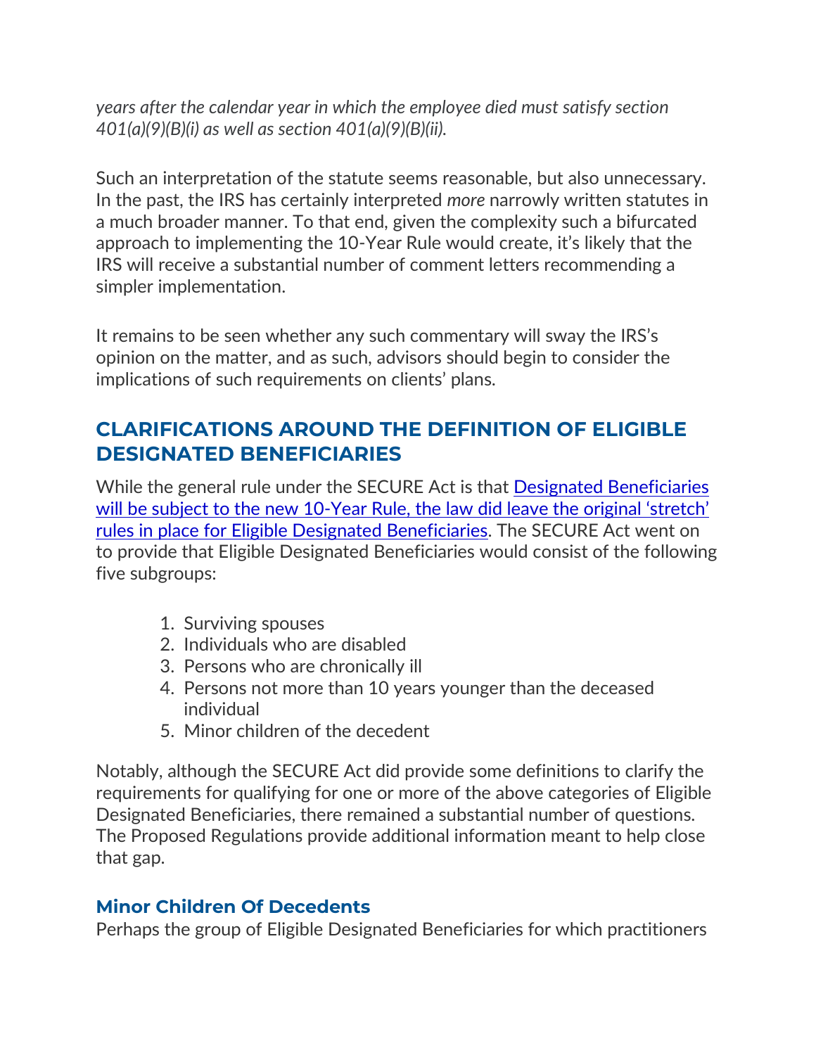*years after the calendar year in which the employee died must satisfy section 401(a)(9)(B)(i) as well as section 401(a)(9)(B)(ii).*

Such an interpretation of the statute seems reasonable, but also unnecessary. In the past, the IRS has certainly interpreted *more* narrowly written statutes in a much broader manner. To that end, given the complexity such a bifurcated approach to implementing the 10-Year Rule would create, it's likely that the IRS will receive a substantial number of comment letters recommending a simpler implementation.

It remains to be seen whether any such commentary will sway the IRS's opinion on the matter, and as such, advisors should begin to consider the implications of such requirements on clients' plans.

## CLARIFICATIONS AROUND THE DEFINITION OF ELIGIBLE DESIGNATED BENEFICIARIES

While the general rule under the SECURE Act is that Designated Beneficiaries will be subject to the new 10-Year Rule, the law did leave the original 'stretch' rules in place for Eligible Designated Beneficiaries. The SECURE Act went on to provide that Eligible Designated Beneficiaries would consist of the following five subgroups:

1. Surviving spouses
2. Individuals who are disabled
3. Persons who are chronically ill
4. Persons not more than 10 years younger than the deceased individual
5. Minor children of the decedent

Notably, although the SECURE Act did provide some definitions to clarify the requirements for qualifying for one or more of the above categories of Eligible Designated Beneficiaries, there remained a substantial number of questions. The Proposed Regulations provide additional information meant to help close that gap.

### Minor Children Of Decedents

Perhaps the group of Eligible Designated Beneficiaries for which practitioners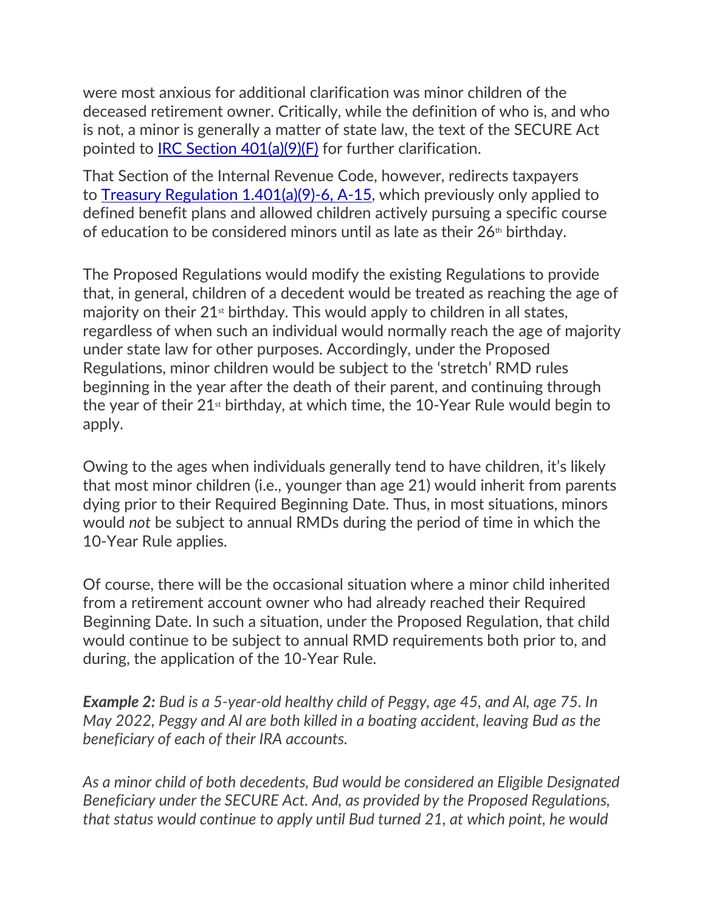were most anxious for additional clarification was minor children of the deceased retirement owner. Critically, while the definition of who is, and who is not, a minor is generally a matter of state law, the text of the SECURE Act pointed to [IRC Section 401(a)(9)(F)]() for further clarification.

That Section of the Internal Revenue Code, however, redirects taxpayers to [Treasury Regulation 1.401(a)(9)-6, A-15](), which previously only applied to defined benefit plans and allowed children actively pursuing a specific course of education to be considered minors until as late as their 26th birthday.

The Proposed Regulations would modify the existing Regulations to provide that, in general, children of a decedent would be treated as reaching the age of majority on their 21st birthday. This would apply to children in all states, regardless of when such an individual would normally reach the age of majority under state law for other purposes. Accordingly, under the Proposed Regulations, minor children would be subject to the 'stretch' RMD rules beginning in the year after the death of their parent, and continuing through the year of their 21st birthday, at which time, the 10-Year Rule would begin to apply.

Owing to the ages when individuals generally tend to have children, it's likely that most minor children (i.e., younger than age 21) would inherit from parents dying prior to their Required Beginning Date. Thus, in most situations, minors would *not* be subject to annual RMDs during the period of time in which the 10-Year Rule applies.

Of course, there will be the occasional situation where a minor child inherited from a retirement account owner who had already reached their Required Beginning Date. In such a situation, under the Proposed Regulation, that child would continue to be subject to annual RMD requirements both prior to, and during, the application of the 10-Year Rule.

***Example 2:*** *Bud is a 5-year-old healthy child of Peggy, age 45, and Al, age 75. In May 2022, Peggy and Al are both killed in a boating accident, leaving Bud as the beneficiary of each of their IRA accounts.*

*As a minor child of both decedents, Bud would be considered an Eligible Designated Beneficiary under the SECURE Act. And, as provided by the Proposed Regulations, that status would continue to apply until Bud turned 21, at which point, he would*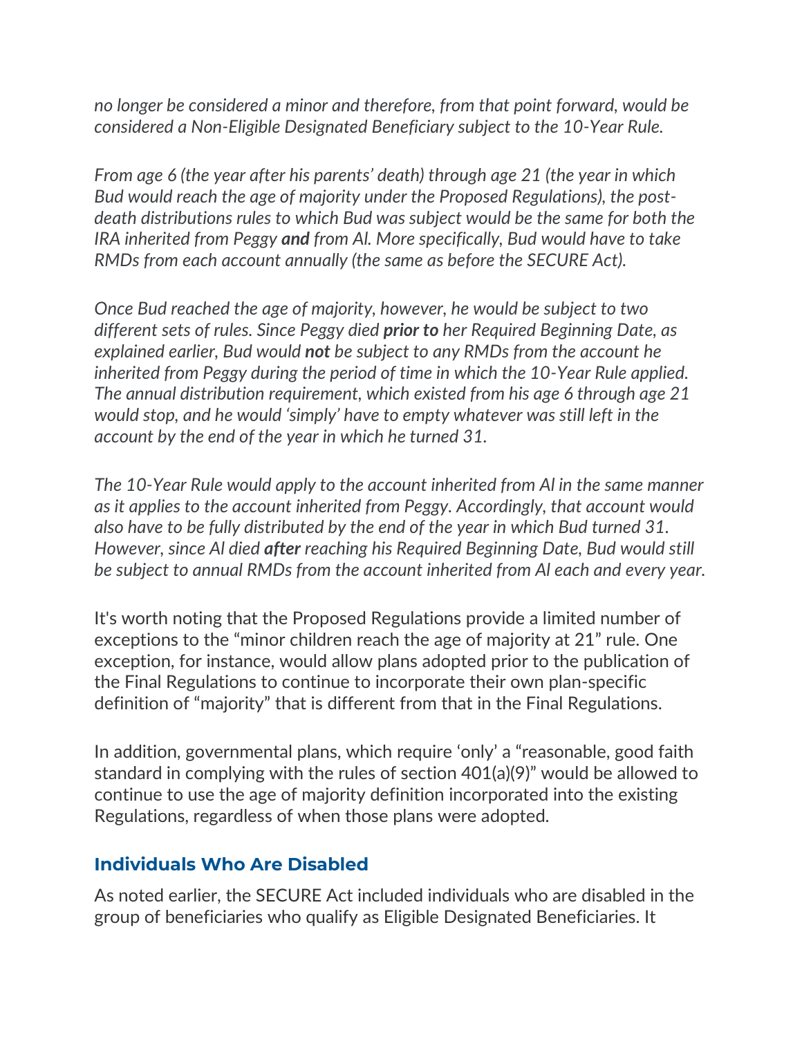*no longer be considered a minor and therefore, from that point forward, would be considered a Non-Eligible Designated Beneficiary subject to the 10-Year Rule.*

*From age 6 (the year after his parents' death) through age 21 (the year in which Bud would reach the age of majority under the Proposed Regulations), the post-death distributions rules to which Bud was subject would be the same for both the IRA inherited from Peggy **and** from Al. More specifically, Bud would have to take RMDs from each account annually (the same as before the SECURE Act).*

*Once Bud reached the age of majority, however, he would be subject to two different sets of rules. Since Peggy died **prior to** her Required Beginning Date, as explained earlier, Bud would **not** be subject to any RMDs from the account he inherited from Peggy during the period of time in which the 10-Year Rule applied. The annual distribution requirement, which existed from his age 6 through age 21 would stop, and he would 'simply' have to empty whatever was still left in the account by the end of the year in which he turned 31.*

*The 10-Year Rule would apply to the account inherited from Al in the same manner as it applies to the account inherited from Peggy. Accordingly, that account would also have to be fully distributed by the end of the year in which Bud turned 31. However, since Al died **after** reaching his Required Beginning Date, Bud would still be subject to annual RMDs from the account inherited from Al each and every year.*

It's worth noting that the Proposed Regulations provide a limited number of exceptions to the "minor children reach the age of majority at 21" rule. One exception, for instance, would allow plans adopted prior to the publication of the Final Regulations to continue to incorporate their own plan-specific definition of "majority" that is different from that in the Final Regulations.

In addition, governmental plans, which require 'only' a "reasonable, good faith standard in complying with the rules of section 401(a)(9)" would be allowed to continue to use the age of majority definition incorporated into the existing Regulations, regardless of when those plans were adopted.

## Individuals Who Are Disabled

As noted earlier, the SECURE Act included individuals who are disabled in the group of beneficiaries who qualify as Eligible Designated Beneficiaries. It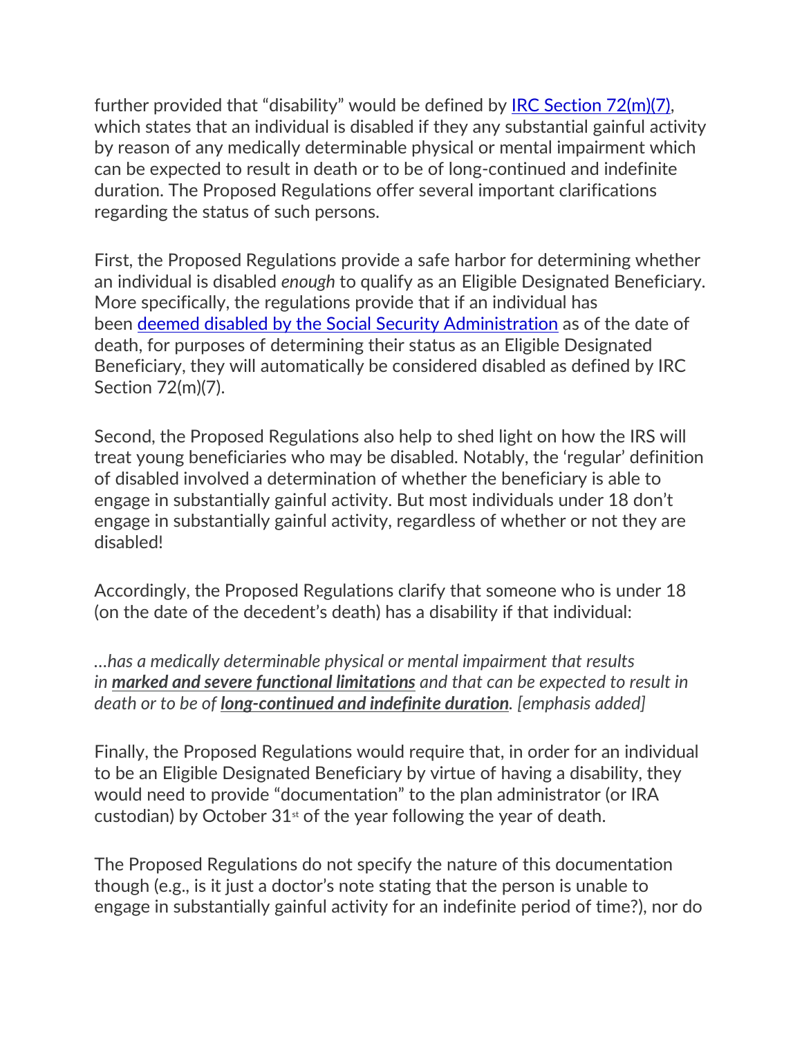further provided that "disability" would be defined by IRC Section 72(m)(7), which states that an individual is disabled if they any substantial gainful activity by reason of any medically determinable physical or mental impairment which can be expected to result in death or to be of long-continued and indefinite duration. The Proposed Regulations offer several important clarifications regarding the status of such persons.

First, the Proposed Regulations provide a safe harbor for determining whether an individual is disabled *enough* to qualify as an Eligible Designated Beneficiary. More specifically, the regulations provide that if an individual has been deemed disabled by the Social Security Administration as of the date of death, for purposes of determining their status as an Eligible Designated Beneficiary, they will automatically be considered disabled as defined by IRC Section 72(m)(7).

Second, the Proposed Regulations also help to shed light on how the IRS will treat young beneficiaries who may be disabled. Notably, the 'regular' definition of disabled involved a determination of whether the beneficiary is able to engage in substantially gainful activity. But most individuals under 18 don't engage in substantially gainful activity, regardless of whether or not they are disabled!

Accordingly, the Proposed Regulations clarify that someone who is under 18 (on the date of the decedent's death) has a disability if that individual:

*…has a medically determinable physical or mental impairment that results in **marked and severe functional limitations** and that can be expected to result in death or to be of **long-continued and indefinite duration**. [emphasis added]*

Finally, the Proposed Regulations would require that, in order for an individual to be an Eligible Designated Beneficiary by virtue of having a disability, they would need to provide "documentation" to the plan administrator (or IRA custodian) by October 31st of the year following the year of death.

The Proposed Regulations do not specify the nature of this documentation though (e.g., is it just a doctor's note stating that the person is unable to engage in substantially gainful activity for an indefinite period of time?), nor do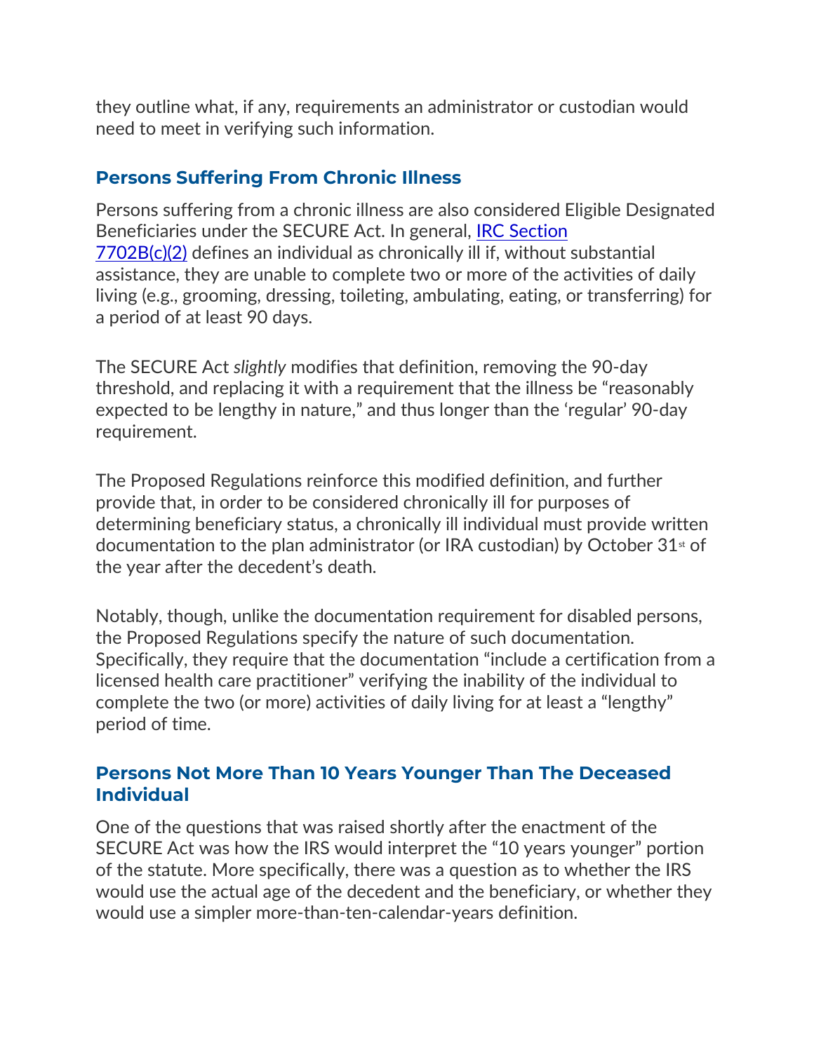they outline what, if any, requirements an administrator or custodian would need to meet in verifying such information.

### Persons Suffering From Chronic Illness

Persons suffering from a chronic illness are also considered Eligible Designated Beneficiaries under the SECURE Act. In general, [IRC Section 7702B(c)(2)] defines an individual as chronically ill if, without substantial assistance, they are unable to complete two or more of the activities of daily living (e.g., grooming, dressing, toileting, ambulating, eating, or transferring) for a period of at least 90 days.

The SECURE Act *slightly* modifies that definition, removing the 90-day threshold, and replacing it with a requirement that the illness be "reasonably expected to be lengthy in nature," and thus longer than the 'regular' 90-day requirement.

The Proposed Regulations reinforce this modified definition, and further provide that, in order to be considered chronically ill for purposes of determining beneficiary status, a chronically ill individual must provide written documentation to the plan administrator (or IRA custodian) by October 31st of the year after the decedent's death.

Notably, though, unlike the documentation requirement for disabled persons, the Proposed Regulations specify the nature of such documentation. Specifically, they require that the documentation "include a certification from a licensed health care practitioner" verifying the inability of the individual to complete the two (or more) activities of daily living for at least a "lengthy" period of time.

### Persons Not More Than 10 Years Younger Than The Deceased Individual

One of the questions that was raised shortly after the enactment of the SECURE Act was how the IRS would interpret the "10 years younger" portion of the statute. More specifically, there was a question as to whether the IRS would use the actual age of the decedent and the beneficiary, or whether they would use a simpler more-than-ten-calendar-years definition.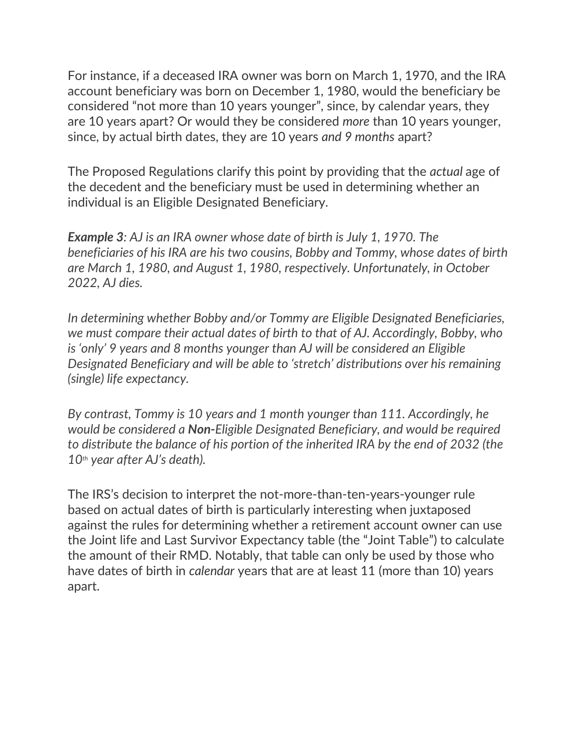For instance, if a deceased IRA owner was born on March 1, 1970, and the IRA account beneficiary was born on December 1, 1980, would the beneficiary be considered "not more than 10 years younger", since, by calendar years, they are 10 years apart? Or would they be considered *more* than 10 years younger, since, by actual birth dates, they are 10 years *and 9 months* apart?

The Proposed Regulations clarify this point by providing that the *actual* age of the decedent and the beneficiary must be used in determining whether an individual is an Eligible Designated Beneficiary.

***Example 3****: AJ is an IRA owner whose date of birth is July 1, 1970. The beneficiaries of his IRA are his two cousins, Bobby and Tommy, whose dates of birth are March 1, 1980, and August 1, 1980, respectively. Unfortunately, in October 2022, AJ dies.*

*In determining whether Bobby and/or Tommy are Eligible Designated Beneficiaries, we must compare their actual dates of birth to that of AJ. Accordingly, Bobby, who is 'only' 9 years and 8 months younger than AJ will be considered an Eligible Designated Beneficiary and will be able to 'stretch' distributions over his remaining (single) life expectancy.*

*By contrast, Tommy is 10 years and 1 month younger than 111. Accordingly, he would be considered a* ***Non-****Eligible Designated Beneficiary, and would be required to distribute the balance of his portion of the inherited IRA by the end of 2032 (the 10th year after AJ's death).*

The IRS's decision to interpret the not-more-than-ten-years-younger rule based on actual dates of birth is particularly interesting when juxtaposed against the rules for determining whether a retirement account owner can use the Joint life and Last Survivor Expectancy table (the "Joint Table") to calculate the amount of their RMD. Notably, that table can only be used by those who have dates of birth in *calendar* years that are at least 11 (more than 10) years apart.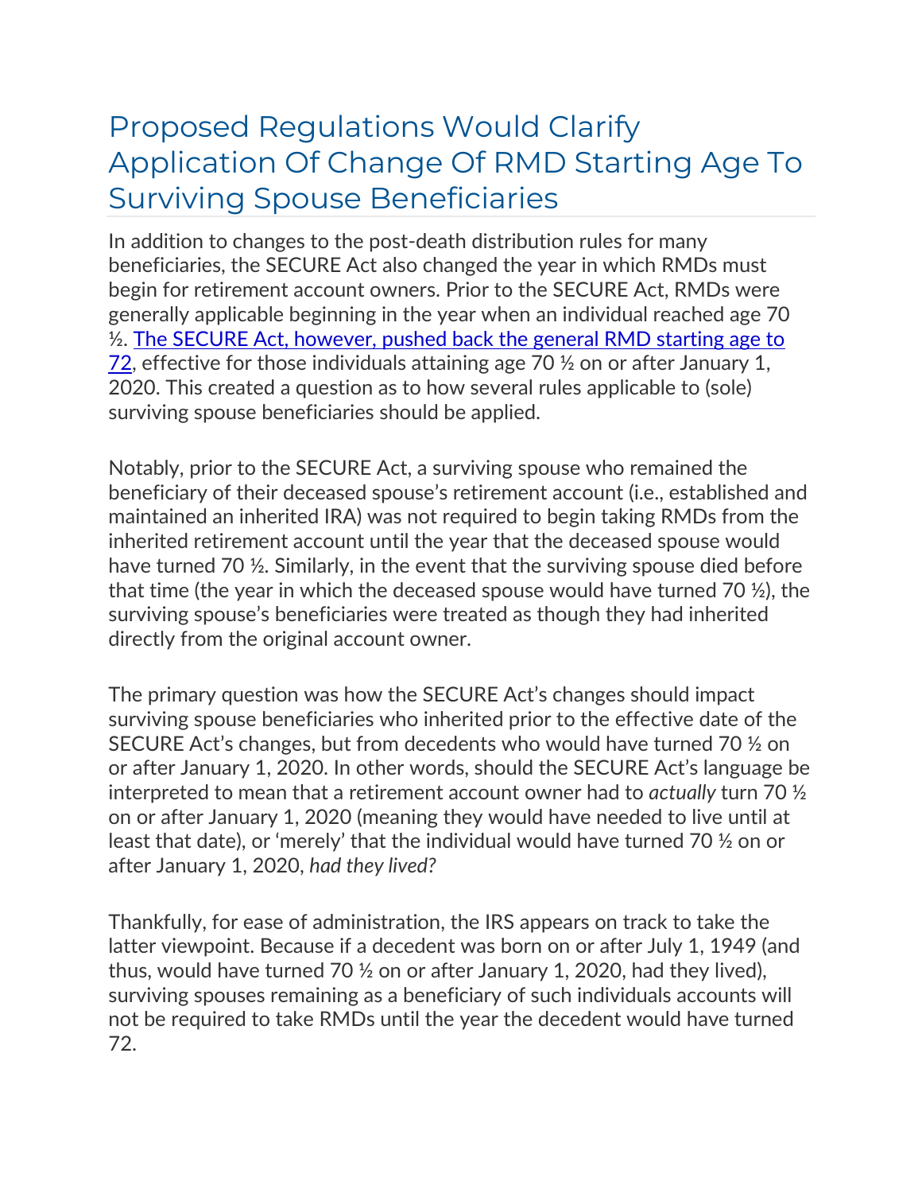# Proposed Regulations Would Clarify Application Of Change Of RMD Starting Age To Surviving Spouse Beneficiaries

In addition to changes to the post-death distribution rules for many beneficiaries, the SECURE Act also changed the year in which RMDs must begin for retirement account owners. Prior to the SECURE Act, RMDs were generally applicable beginning in the year when an individual reached age 70 ½. The SECURE Act, however, pushed back the general RMD starting age to 72, effective for those individuals attaining age 70 ½ on or after January 1, 2020. This created a question as to how several rules applicable to (sole) surviving spouse beneficiaries should be applied.

Notably, prior to the SECURE Act, a surviving spouse who remained the beneficiary of their deceased spouse's retirement account (i.e., established and maintained an inherited IRA) was not required to begin taking RMDs from the inherited retirement account until the year that the deceased spouse would have turned 70 ½. Similarly, in the event that the surviving spouse died before that time (the year in which the deceased spouse would have turned 70 ½), the surviving spouse's beneficiaries were treated as though they had inherited directly from the original account owner.

The primary question was how the SECURE Act's changes should impact surviving spouse beneficiaries who inherited prior to the effective date of the SECURE Act's changes, but from decedents who would have turned 70 ½ on or after January 1, 2020. In other words, should the SECURE Act's language be interpreted to mean that a retirement account owner had to *actually* turn 70 ½ on or after January 1, 2020 (meaning they would have needed to live until at least that date), or 'merely' that the individual would have turned 70 ½ on or after January 1, 2020, *had they lived?*

Thankfully, for ease of administration, the IRS appears on track to take the latter viewpoint. Because if a decedent was born on or after July 1, 1949 (and thus, would have turned 70 ½ on or after January 1, 2020, had they lived), surviving spouses remaining as a beneficiary of such individuals accounts will not be required to take RMDs until the year the decedent would have turned 72.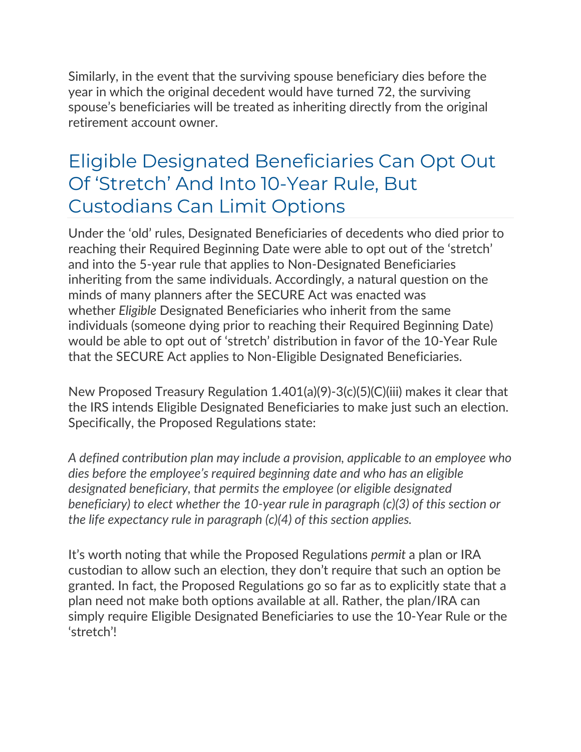Similarly, in the event that the surviving spouse beneficiary dies before the year in which the original decedent would have turned 72, the surviving spouse's beneficiaries will be treated as inheriting directly from the original retirement account owner.

## Eligible Designated Beneficiaries Can Opt Out Of 'Stretch' And Into 10-Year Rule, But Custodians Can Limit Options

Under the 'old' rules, Designated Beneficiaries of decedents who died prior to reaching their Required Beginning Date were able to opt out of the 'stretch' and into the 5-year rule that applies to Non-Designated Beneficiaries inheriting from the same individuals. Accordingly, a natural question on the minds of many planners after the SECURE Act was enacted was whether *Eligible* Designated Beneficiaries who inherit from the same individuals (someone dying prior to reaching their Required Beginning Date) would be able to opt out of 'stretch' distribution in favor of the 10-Year Rule that the SECURE Act applies to Non-Eligible Designated Beneficiaries.

New Proposed Treasury Regulation 1.401(a)(9)-3(c)(5)(C)(iii) makes it clear that the IRS intends Eligible Designated Beneficiaries to make just such an election. Specifically, the Proposed Regulations state:

*A defined contribution plan may include a provision, applicable to an employee who dies before the employee's required beginning date and who has an eligible designated beneficiary, that permits the employee (or eligible designated beneficiary) to elect whether the 10-year rule in paragraph (c)(3) of this section or the life expectancy rule in paragraph (c)(4) of this section applies.*

It's worth noting that while the Proposed Regulations *permit* a plan or IRA custodian to allow such an election, they don't require that such an option be granted. In fact, the Proposed Regulations go so far as to explicitly state that a plan need not make both options available at all. Rather, the plan/IRA can simply require Eligible Designated Beneficiaries to use the 10-Year Rule or the 'stretch'!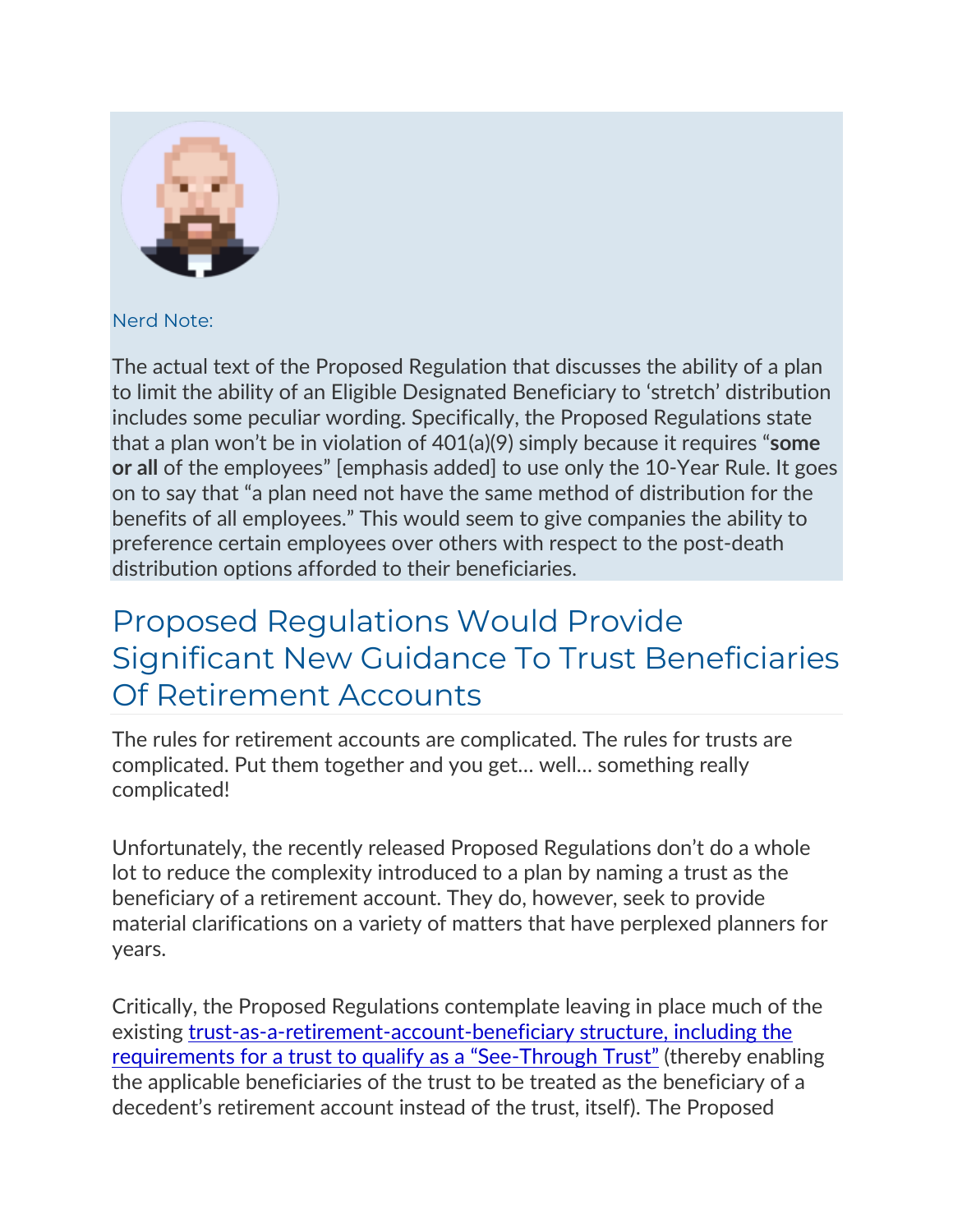Nerd Note:

The actual text of the Proposed Regulation that discusses the ability of a plan to limit the ability of an Eligible Designated Beneficiary to 'stretch' distribution includes some peculiar wording. Specifically, the Proposed Regulations state that a plan won't be in violation of 401(a)(9) simply because it requires "**some or all** of the employees" [emphasis added] to use only the 10-Year Rule. It goes on to say that "a plan need not have the same method of distribution for the benefits of all employees." This would seem to give companies the ability to preference certain employees over others with respect to the post-death distribution options afforded to their beneficiaries.

## Proposed Regulations Would Provide Significant New Guidance To Trust Beneficiaries Of Retirement Accounts

The rules for retirement accounts are complicated. The rules for trusts are complicated. Put them together and you get… well… something really complicated!

Unfortunately, the recently released Proposed Regulations don't do a whole lot to reduce the complexity introduced to a plan by naming a trust as the beneficiary of a retirement account. They do, however, seek to provide material clarifications on a variety of matters that have perplexed planners for years.

Critically, the Proposed Regulations contemplate leaving in place much of the existing trust-as-a-retirement-account-beneficiary structure, including the requirements for a trust to qualify as a "See-Through Trust" (thereby enabling the applicable beneficiaries of the trust to be treated as the beneficiary of a decedent's retirement account instead of the trust, itself). The Proposed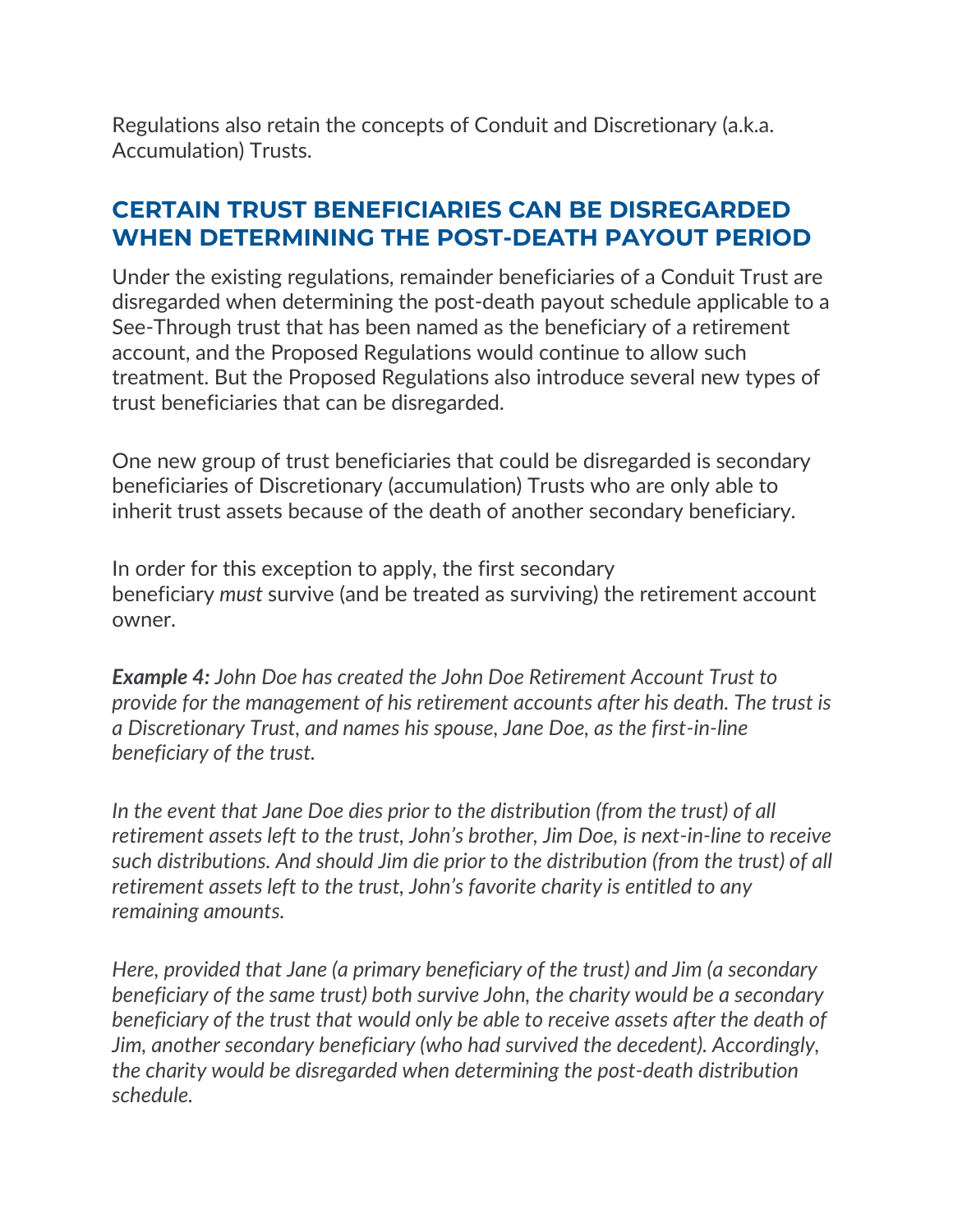Regulations also retain the concepts of Conduit and Discretionary (a.k.a. Accumulation) Trusts.

## CERTAIN TRUST BENEFICIARIES CAN BE DISREGARDED WHEN DETERMINING THE POST-DEATH PAYOUT PERIOD

Under the existing regulations, remainder beneficiaries of a Conduit Trust are disregarded when determining the post-death payout schedule applicable to a See-Through trust that has been named as the beneficiary of a retirement account, and the Proposed Regulations would continue to allow such treatment. But the Proposed Regulations also introduce several new types of trust beneficiaries that can be disregarded.

One new group of trust beneficiaries that could be disregarded is secondary beneficiaries of Discretionary (accumulation) Trusts who are only able to inherit trust assets because of the death of another secondary beneficiary.

In order for this exception to apply, the first secondary beneficiary *must* survive (and be treated as surviving) the retirement account owner.

***Example 4:*** *John Doe has created the John Doe Retirement Account Trust to provide for the management of his retirement accounts after his death. The trust is a Discretionary Trust, and names his spouse, Jane Doe, as the first-in-line beneficiary of the trust.*

*In the event that Jane Doe dies prior to the distribution (from the trust) of all retirement assets left to the trust, John's brother, Jim Doe, is next-in-line to receive such distributions. And should Jim die prior to the distribution (from the trust) of all retirement assets left to the trust, John's favorite charity is entitled to any remaining amounts.*

*Here, provided that Jane (a primary beneficiary of the trust) and Jim (a secondary beneficiary of the same trust) both survive John, the charity would be a secondary beneficiary of the trust that would only be able to receive assets after the death of Jim, another secondary beneficiary (who had survived the decedent). Accordingly, the charity would be disregarded when determining the post-death distribution schedule.*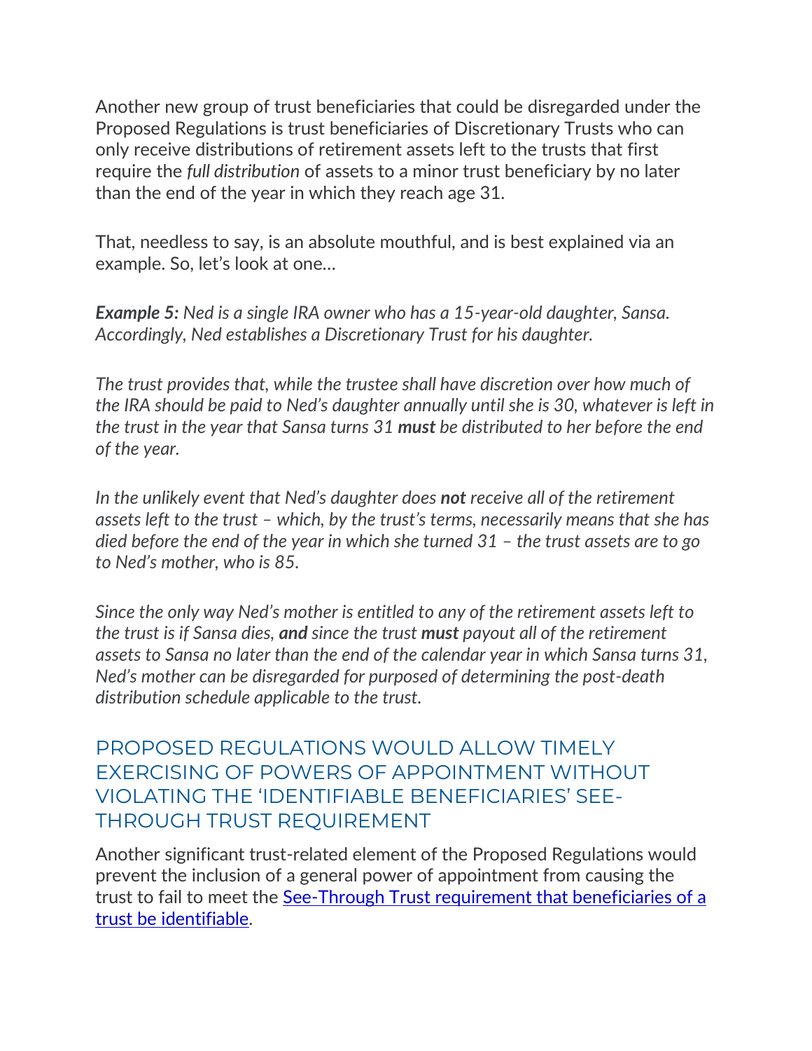Another new group of trust beneficiaries that could be disregarded under the Proposed Regulations is trust beneficiaries of Discretionary Trusts who can only receive distributions of retirement assets left to the trusts that first require the *full distribution* of assets to a minor trust beneficiary by no later than the end of the year in which they reach age 31.

That, needless to say, is an absolute mouthful, and is best explained via an example. So, let's look at one…

***Example 5:*** *Ned is a single IRA owner who has a 15-year-old daughter, Sansa. Accordingly, Ned establishes a Discretionary Trust for his daughter.*

*The trust provides that, while the trustee shall have discretion over how much of the IRA should be paid to Ned's daughter annually until she is 30, whatever is left in the trust in the year that Sansa turns 31* ***must*** *be distributed to her before the end of the year.*

*In the unlikely event that Ned's daughter does* ***not*** *receive all of the retirement assets left to the trust – which, by the trust's terms, necessarily means that she has died before the end of the year in which she turned 31 – the trust assets are to go to Ned's mother, who is 85.*

*Since the only way Ned's mother is entitled to any of the retirement assets left to the trust is if Sansa dies,* ***and*** *since the trust* ***must*** *payout all of the retirement assets to Sansa no later than the end of the calendar year in which Sansa turns 31, Ned's mother can be disregarded for purposed of determining the post-death distribution schedule applicable to the trust.*

## PROPOSED REGULATIONS WOULD ALLOW TIMELY EXERCISING OF POWERS OF APPOINTMENT WITHOUT VIOLATING THE 'IDENTIFIABLE BENEFICIARIES' SEE-THROUGH TRUST REQUIREMENT

Another significant trust-related element of the Proposed Regulations would prevent the inclusion of a general power of appointment from causing the trust to fail to meet the See-Through Trust requirement that beneficiaries of a trust be identifiable.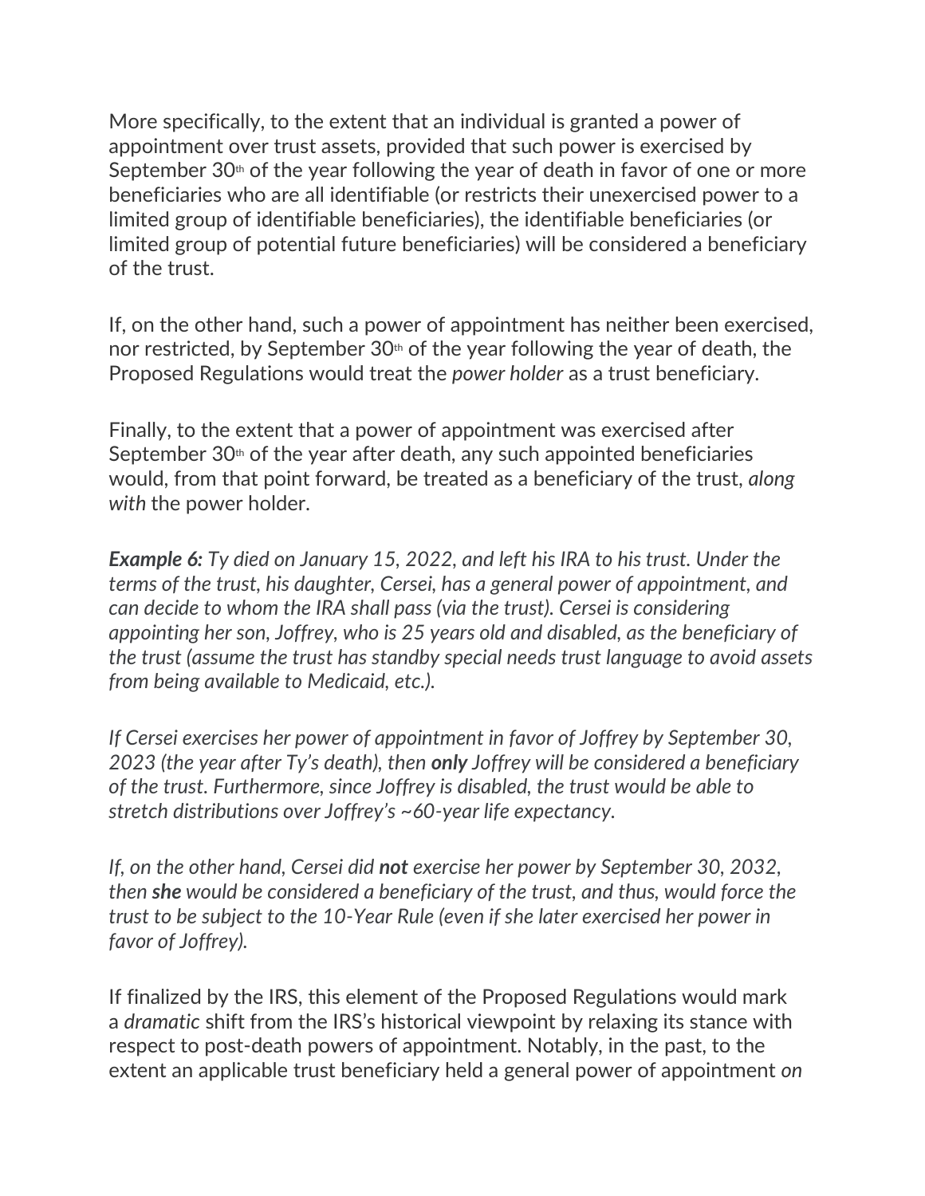More specifically, to the extent that an individual is granted a power of appointment over trust assets, provided that such power is exercised by September 30th of the year following the year of death in favor of one or more beneficiaries who are all identifiable (or restricts their unexercised power to a limited group of identifiable beneficiaries), the identifiable beneficiaries (or limited group of potential future beneficiaries) will be considered a beneficiary of the trust.

If, on the other hand, such a power of appointment has neither been exercised, nor restricted, by September 30th of the year following the year of death, the Proposed Regulations would treat the *power holder* as a trust beneficiary.

Finally, to the extent that a power of appointment was exercised after September 30th of the year after death, any such appointed beneficiaries would, from that point forward, be treated as a beneficiary of the trust, *along with* the power holder.

***Example 6:*** *Ty died on January 15, 2022, and left his IRA to his trust. Under the terms of the trust, his daughter, Cersei, has a general power of appointment, and can decide to whom the IRA shall pass (via the trust). Cersei is considering appointing her son, Joffrey, who is 25 years old and disabled, as the beneficiary of the trust (assume the trust has standby special needs trust language to avoid assets from being available to Medicaid, etc.).*

*If Cersei exercises her power of appointment in favor of Joffrey by September 30, 2023 (the year after Ty's death), then* ***only*** *Joffrey will be considered a beneficiary of the trust. Furthermore, since Joffrey is disabled, the trust would be able to stretch distributions over Joffrey's ~60-year life expectancy.*

*If, on the other hand, Cersei did* ***not*** *exercise her power by September 30, 2032, then* ***she*** *would be considered a beneficiary of the trust, and thus, would force the trust to be subject to the 10-Year Rule (even if she later exercised her power in favor of Joffrey).*

If finalized by the IRS, this element of the Proposed Regulations would mark a *dramatic* shift from the IRS's historical viewpoint by relaxing its stance with respect to post-death powers of appointment. Notably, in the past, to the extent an applicable trust beneficiary held a general power of appointment *on*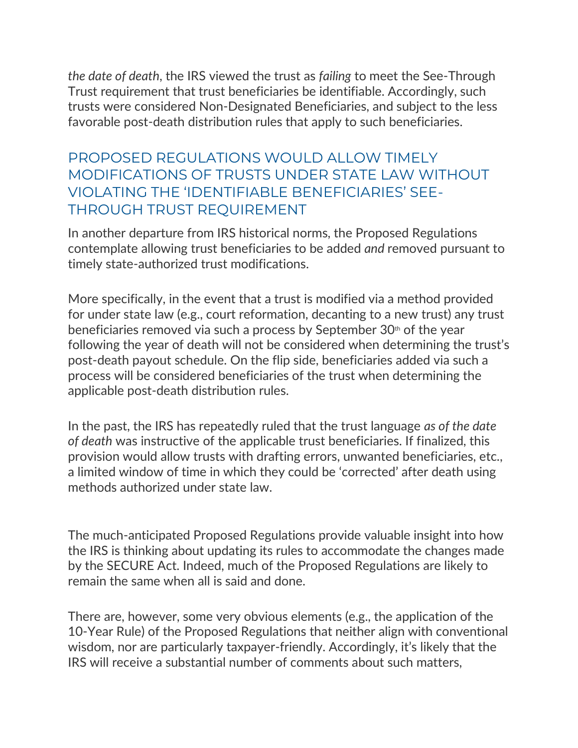*the date of death*, the IRS viewed the trust as *failing* to meet the See-Through Trust requirement that trust beneficiaries be identifiable. Accordingly, such trusts were considered Non-Designated Beneficiaries, and subject to the less favorable post-death distribution rules that apply to such beneficiaries.

## PROPOSED REGULATIONS WOULD ALLOW TIMELY MODIFICATIONS OF TRUSTS UNDER STATE LAW WITHOUT VIOLATING THE 'IDENTIFIABLE BENEFICIARIES' SEE-THROUGH TRUST REQUIREMENT

In another departure from IRS historical norms, the Proposed Regulations contemplate allowing trust beneficiaries to be added *and* removed pursuant to timely state-authorized trust modifications.

More specifically, in the event that a trust is modified via a method provided for under state law (e.g., court reformation, decanting to a new trust) any trust beneficiaries removed via such a process by September 30th of the year following the year of death will not be considered when determining the trust's post-death payout schedule. On the flip side, beneficiaries added via such a process will be considered beneficiaries of the trust when determining the applicable post-death distribution rules.

In the past, the IRS has repeatedly ruled that the trust language *as of the date of death* was instructive of the applicable trust beneficiaries. If finalized, this provision would allow trusts with drafting errors, unwanted beneficiaries, etc., a limited window of time in which they could be 'corrected' after death using methods authorized under state law.

The much-anticipated Proposed Regulations provide valuable insight into how the IRS is thinking about updating its rules to accommodate the changes made by the SECURE Act. Indeed, much of the Proposed Regulations are likely to remain the same when all is said and done.

There are, however, some very obvious elements (e.g., the application of the 10-Year Rule) of the Proposed Regulations that neither align with conventional wisdom, nor are particularly taxpayer-friendly. Accordingly, it's likely that the IRS will receive a substantial number of comments about such matters,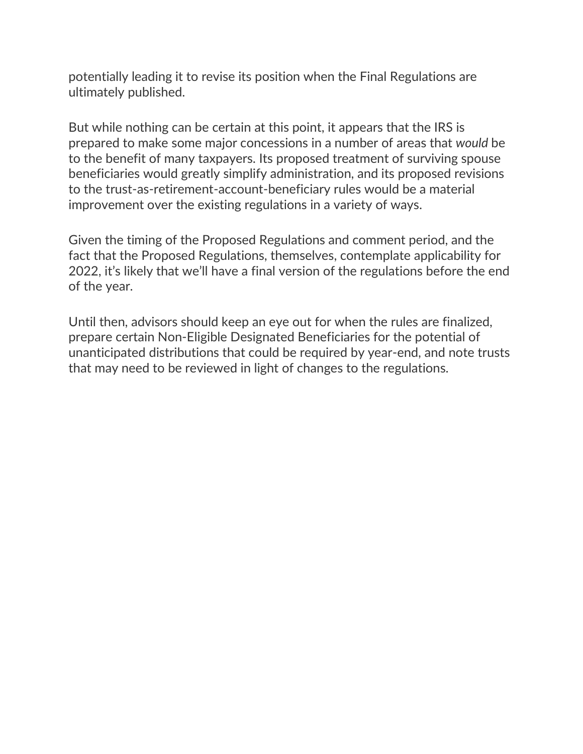potentially leading it to revise its position when the Final Regulations are ultimately published.

But while nothing can be certain at this point, it appears that the IRS is prepared to make some major concessions in a number of areas that *would* be to the benefit of many taxpayers. Its proposed treatment of surviving spouse beneficiaries would greatly simplify administration, and its proposed revisions to the trust-as-retirement-account-beneficiary rules would be a material improvement over the existing regulations in a variety of ways.

Given the timing of the Proposed Regulations and comment period, and the fact that the Proposed Regulations, themselves, contemplate applicability for 2022, it's likely that we'll have a final version of the regulations before the end of the year.

Until then, advisors should keep an eye out for when the rules are finalized, prepare certain Non-Eligible Designated Beneficiaries for the potential of unanticipated distributions that could be required by year-end, and note trusts that may need to be reviewed in light of changes to the regulations.